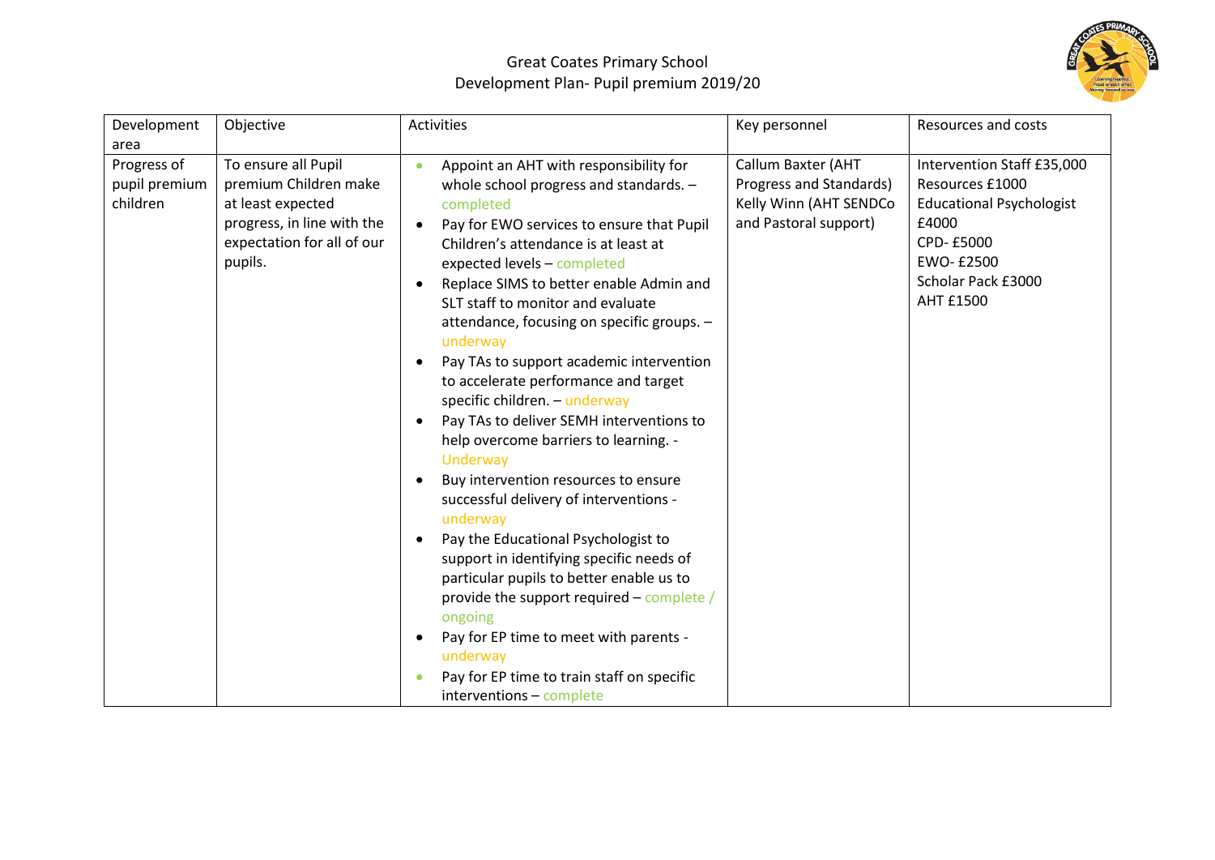# Great Coates Primary School
## Development Plan- Pupil premium 2019/20

| Development area | Objective | Activities | Key personnel | Resources and costs |
|---|---|---|---|---|
| Progress of pupil premium children | To ensure all Pupil premium Children make at least expected progress, in line with the expectation for all of our pupils. | <ul><li>Appoint an AHT with responsibility for whole school progress and standards. – completed</li><li>Pay for EWO services to ensure that Pupil Children's attendance is at least at expected levels – completed</li><li>Replace SIMS to better enable Admin and SLT staff to monitor and evaluate attendance, focusing on specific groups. – underway</li><li>Pay TAs to support academic intervention to accelerate performance and target specific children. – underway</li><li>Pay TAs to deliver SEMH interventions to help overcome barriers to learning. - Underway</li><li>Buy intervention resources to ensure successful delivery of interventions - underway</li><li>Pay the Educational Psychologist to support in identifying specific needs of particular pupils to better enable us to provide the support required – complete / ongoing</li><li>Pay for EP time to meet with parents - underway</li><li>Pay for EP time to train staff on specific interventions – complete</li></ul> | Callum Baxter (AHT Progress and Standards)<br>Kelly Winn (AHT SENDCo and Pastoral support) | Intervention Staff £35,000<br>Resources £1000<br>Educational Psychologist £4000<br>CPD- £5000<br>EWO- £2500<br>Scholar Pack £3000<br>AHT £1500 |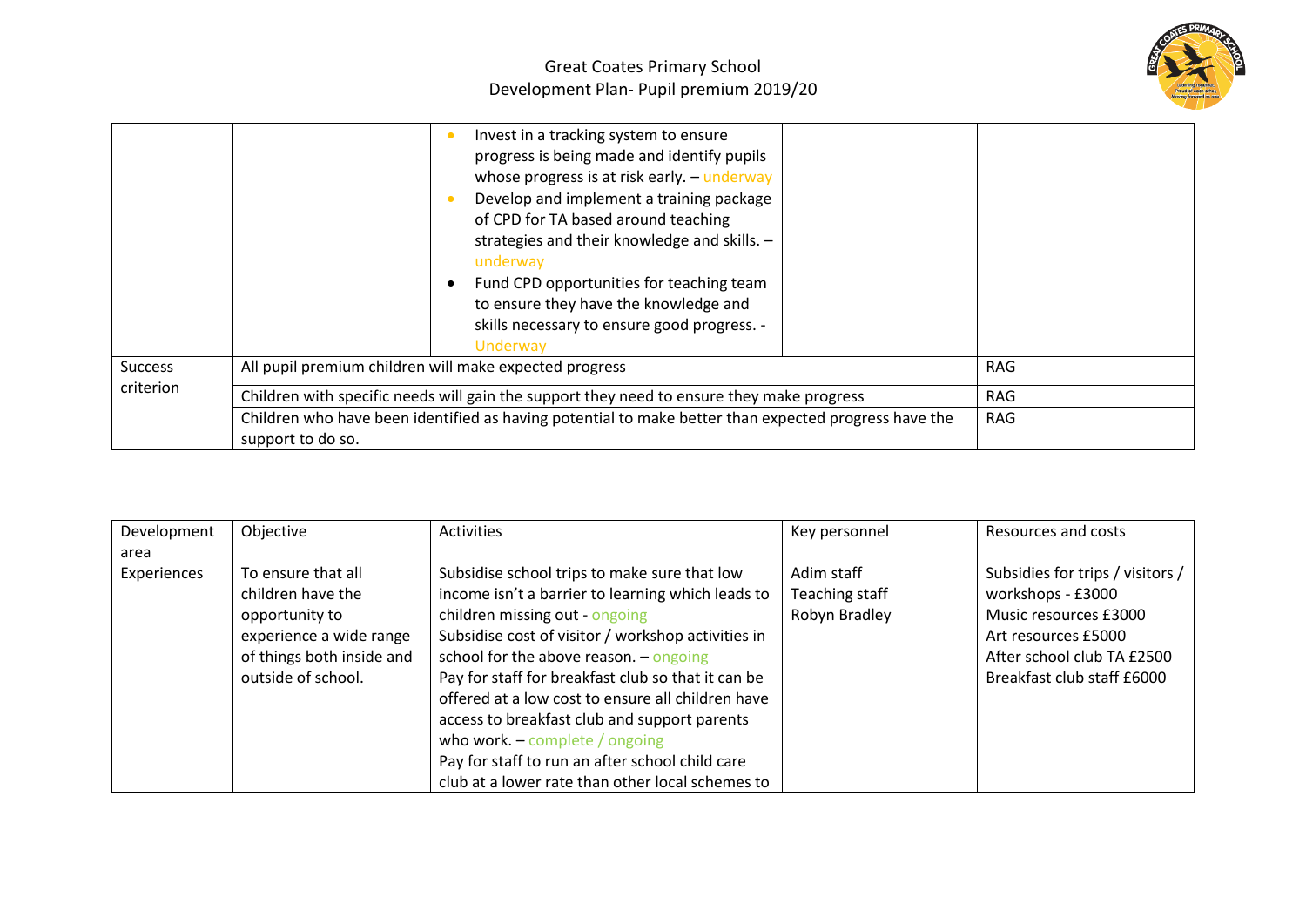| | | | | |
|---|---|---|---|---|
| | | • Invest in a tracking system to ensure progress is being made and identify pupils whose progress is at risk early. – underway<br>• Develop and implement a training package of CPD for TA based around teaching strategies and their knowledge and skills. – underway<br>• Fund CPD opportunities for teaching team to ensure they have the knowledge and skills necessary to ensure good progress. - Underway | | |
| Success criterion | All pupil premium children will make expected progress | | | RAG |
| | Children with specific needs will gain the support they need to ensure they make progress | | | RAG |
| | Children who have been identified as having potential to make better than expected progress have the support to do so. | | | RAG |

| Development area | Objective | Activities | Key personnel | Resources and costs |
|---|---|---|---|---|
| Experiences | To ensure that all children have the opportunity to experience a wide range of things both inside and outside of school. | Subsidise school trips to make sure that low income isn't a barrier to learning which leads to children missing out - ongoing<br>Subsidise cost of visitor / workshop activities in school for the above reason. – ongoing<br>Pay for staff for breakfast club so that it can be offered at a low cost to ensure all children have access to breakfast club and support parents who work. – complete / ongoing<br>Pay for staff to run an after school child care club at a lower rate than other local schemes to | Adim staff<br>Teaching staff<br>Robyn Bradley | Subsidies for trips / visitors / workshops - £3000<br>Music resources £3000<br>Art resources £5000<br>After school club TA £2500<br>Breakfast club staff £6000 |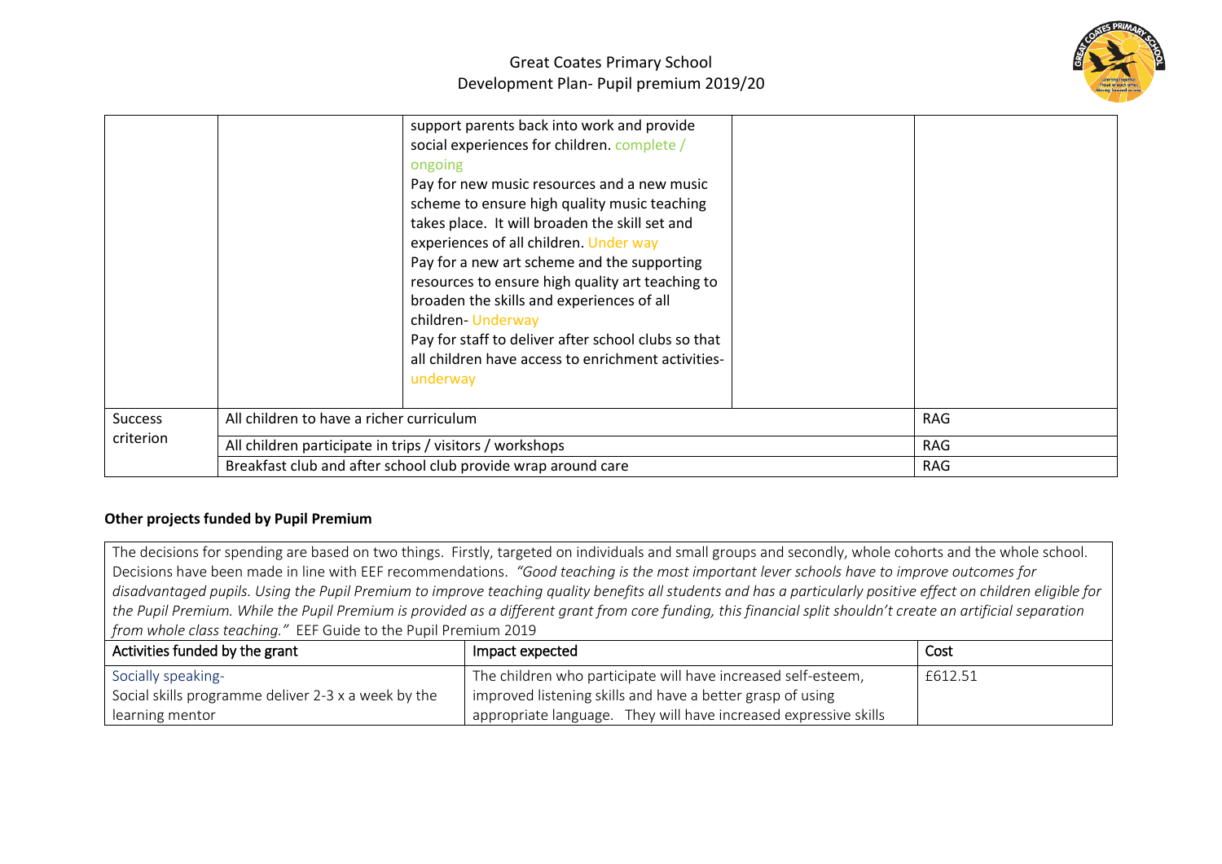| | | | | |
|---|---|---|---|---|
| | | support parents back into work and provide social experiences for children. complete / ongoing<br>Pay for new music resources and a new music scheme to ensure high quality music teaching takes place. It will broaden the skill set and experiences of all children. Under way<br>Pay for a new art scheme and the supporting resources to ensure high quality art teaching to broaden the skills and experiences of all children- Underway<br>Pay for staff to deliver after school clubs so that all children have access to enrichment activities- underway | | |
| Success criterion | All children to have a richer curriculum | | | RAG |
| | All children participate in trips / visitors / workshops | | | RAG |
| | Breakfast club and after school club provide wrap around care | | | RAG |

**Other projects funded by Pupil Premium**

The decisions for spending are based on two things. Firstly, targeted on individuals and small groups and secondly, whole cohorts and the whole school. Decisions have been made in line with EEF recommendations. *"Good teaching is the most important lever schools have to improve outcomes for disadvantaged pupils. Using the Pupil Premium to improve teaching quality benefits all students and has a particularly positive effect on children eligible for the Pupil Premium. While the Pupil Premium is provided as a different grant from core funding, this financial split shouldn't create an artificial separation from whole class teaching."* EEF Guide to the Pupil Premium 2019

| Activities funded by the grant | Impact expected | Cost |
|---|---|---|
| Socially speaking-<br>Social skills programme deliver 2-3 x a week by the learning mentor | The children who participate will have increased self-esteem, improved listening skills and have a better grasp of using appropriate language. They will have increased expressive skills | £612.51 |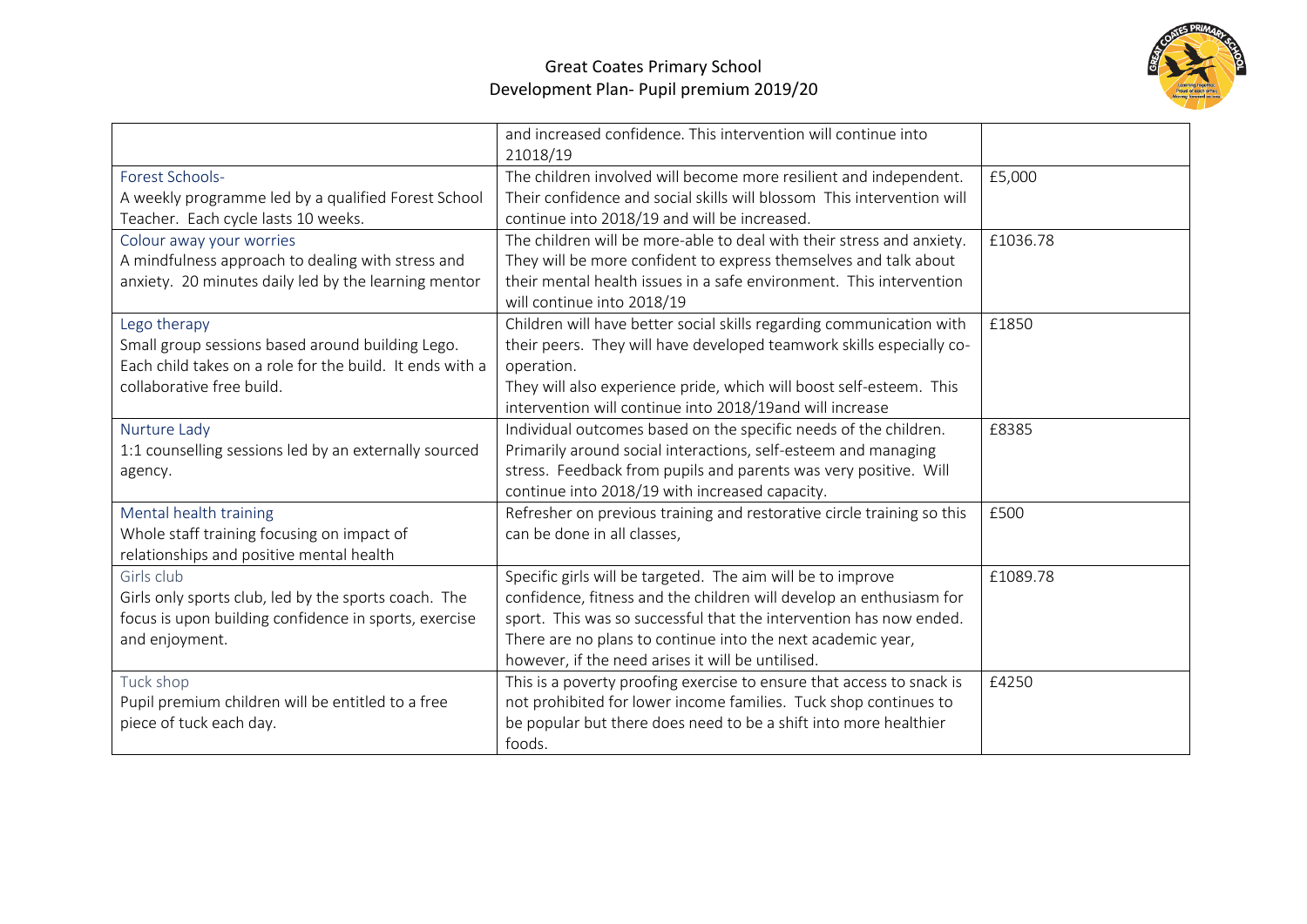|  |  |  |
|---|---|---|
|  | and increased confidence. This intervention will continue into 21018/19 |  |
| Forest Schools-<br>A weekly programme led by a qualified Forest School Teacher. Each cycle lasts 10 weeks. | The children involved will become more resilient and independent. Their confidence and social skills will blossom This intervention will continue into 2018/19 and will be increased. | £5,000 |
| Colour away your worries<br>A mindfulness approach to dealing with stress and anxiety. 20 minutes daily led by the learning mentor | The children will be more-able to deal with their stress and anxiety. They will be more confident to express themselves and talk about their mental health issues in a safe environment. This intervention will continue into 2018/19 | £1036.78 |
| Lego therapy<br>Small group sessions based around building Lego. Each child takes on a role for the build. It ends with a collaborative free build. | Children will have better social skills regarding communication with their peers. They will have developed teamwork skills especially co-operation.<br>They will also experience pride, which will boost self-esteem. This intervention will continue into 2018/19and will increase | £1850 |
| Nurture Lady<br>1:1 counselling sessions led by an externally sourced agency. | Individual outcomes based on the specific needs of the children. Primarily around social interactions, self-esteem and managing stress. Feedback from pupils and parents was very positive. Will continue into 2018/19 with increased capacity. | £8385 |
| Mental health training<br>Whole staff training focusing on impact of relationships and positive mental health | Refresher on previous training and restorative circle training so this can be done in all classes, | £500 |
| Girls club<br>Girls only sports club, led by the sports coach. The focus is upon building confidence in sports, exercise and enjoyment. | Specific girls will be targeted. The aim will be to improve confidence, fitness and the children will develop an enthusiasm for sport. This was so successful that the intervention has now ended. There are no plans to continue into the next academic year, however, if the need arises it will be untilised. | £1089.78 |
| Tuck shop<br>Pupil premium children will be entitled to a free piece of tuck each day. | This is a poverty proofing exercise to ensure that access to snack is not prohibited for lower income families. Tuck shop continues to be popular but there does need to be a shift into more healthier foods. | £4250 |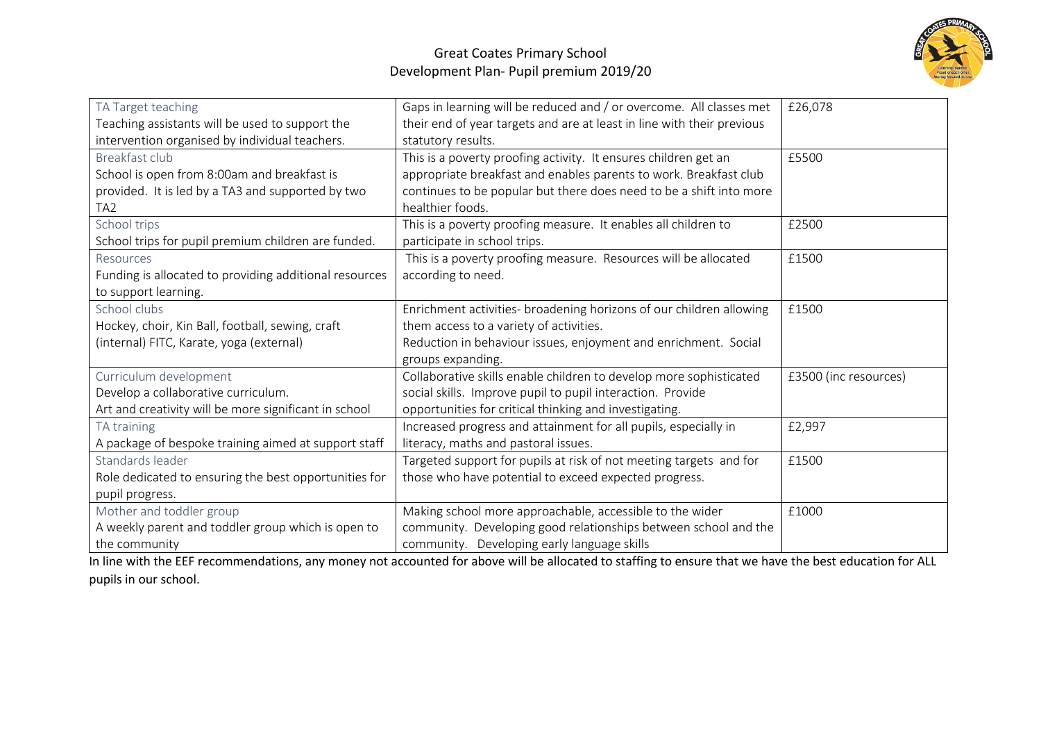# Great Coates Primary School
## Development Plan- Pupil premium 2019/20

| | | |
|---|---|---|
| TA Target teaching<br>Teaching assistants will be used to support the intervention organised by individual teachers. | Gaps in learning will be reduced and / or overcome. All classes met their end of year targets and are at least in line with their previous statutory results. | £26,078 |
| Breakfast club<br>School is open from 8:00am and breakfast is provided. It is led by a TA3 and supported by two TA2 | This is a poverty proofing activity. It ensures children get an appropriate breakfast and enables parents to work. Breakfast club continues to be popular but there does need to be a shift into more healthier foods. | £5500 |
| School trips<br>School trips for pupil premium children are funded. | This is a poverty proofing measure. It enables all children to participate in school trips. | £2500 |
| Resources<br>Funding is allocated to providing additional resources to support learning. | This is a poverty proofing measure. Resources will be allocated according to need. | £1500 |
| School clubs<br>Hockey, choir, Kin Ball, football, sewing, craft (internal) FITC, Karate, yoga (external) | Enrichment activities- broadening horizons of our children allowing them access to a variety of activities.<br>Reduction in behaviour issues, enjoyment and enrichment. Social groups expanding. | £1500 |
| Curriculum development<br>Develop a collaborative curriculum.<br>Art and creativity will be more significant in school | Collaborative skills enable children to develop more sophisticated social skills. Improve pupil to pupil interaction. Provide opportunities for critical thinking and investigating. | £3500 (inc resources) |
| TA training<br>A package of bespoke training aimed at support staff | Increased progress and attainment for all pupils, especially in literacy, maths and pastoral issues. | £2,997 |
| Standards leader<br>Role dedicated to ensuring the best opportunities for pupil progress. | Targeted support for pupils at risk of not meeting targets and for those who have potential to exceed expected progress. | £1500 |
| Mother and toddler group<br>A weekly parent and toddler group which is open to the community | Making school more approachable, accessible to the wider community. Developing good relationships between school and the community. Developing early language skills | £1000 |

In line with the EEF recommendations, any money not accounted for above will be allocated to staffing to ensure that we have the best education for ALL pupils in our school.